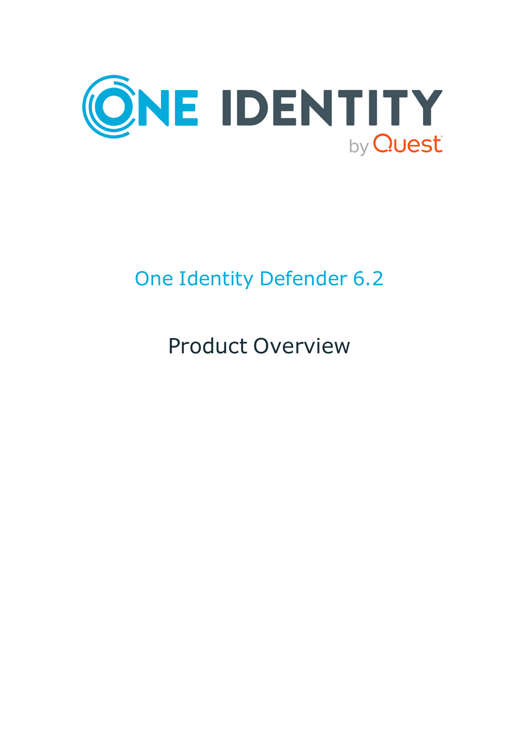ONE IDENTITY by Quest

# One Identity Defender 6.2

## Product Overview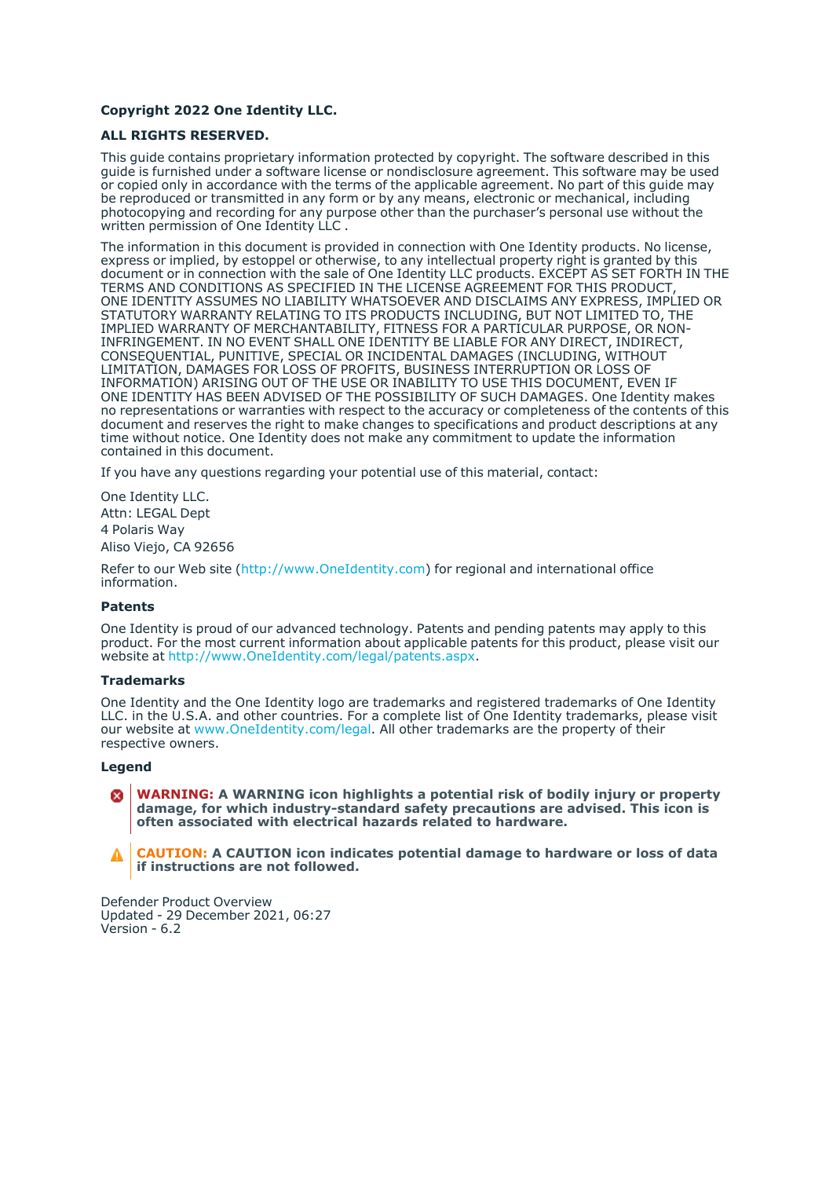**Copyright 2022 One Identity LLC.**

**ALL RIGHTS RESERVED.**

This guide contains proprietary information protected by copyright. The software described in this guide is furnished under a software license or nondisclosure agreement. This software may be used or copied only in accordance with the terms of the applicable agreement. No part of this guide may be reproduced or transmitted in any form or by any means, electronic or mechanical, including photocopying and recording for any purpose other than the purchaser's personal use without the written permission of One Identity LLC .

The information in this document is provided in connection with One Identity products. No license, express or implied, by estoppel or otherwise, to any intellectual property right is granted by this document or in connection with the sale of One Identity LLC products. EXCEPT AS SET FORTH IN THE TERMS AND CONDITIONS AS SPECIFIED IN THE LICENSE AGREEMENT FOR THIS PRODUCT, ONE IDENTITY ASSUMES NO LIABILITY WHATSOEVER AND DISCLAIMS ANY EXPRESS, IMPLIED OR STATUTORY WARRANTY RELATING TO ITS PRODUCTS INCLUDING, BUT NOT LIMITED TO, THE IMPLIED WARRANTY OF MERCHANTABILITY, FITNESS FOR A PARTICULAR PURPOSE, OR NON-INFRINGEMENT. IN NO EVENT SHALL ONE IDENTITY BE LIABLE FOR ANY DIRECT, INDIRECT, CONSEQUENTIAL, PUNITIVE, SPECIAL OR INCIDENTAL DAMAGES (INCLUDING, WITHOUT LIMITATION, DAMAGES FOR LOSS OF PROFITS, BUSINESS INTERRUPTION OR LOSS OF INFORMATION) ARISING OUT OF THE USE OR INABILITY TO USE THIS DOCUMENT, EVEN IF ONE IDENTITY HAS BEEN ADVISED OF THE POSSIBILITY OF SUCH DAMAGES. One Identity makes no representations or warranties with respect to the accuracy or completeness of the contents of this document and reserves the right to make changes to specifications and product descriptions at any time without notice. One Identity does not make any commitment to update the information contained in this document.

If you have any questions regarding your potential use of this material, contact:

One Identity LLC.
Attn: LEGAL Dept
4 Polaris Way
Aliso Viejo, CA 92656

Refer to our Web site (http://www.OneIdentity.com) for regional and international office information.

**Patents**

One Identity is proud of our advanced technology. Patents and pending patents may apply to this product. For the most current information about applicable patents for this product, please visit our website at http://www.OneIdentity.com/legal/patents.aspx.

**Trademarks**

One Identity and the One Identity logo are trademarks and registered trademarks of One Identity LLC. in the U.S.A. and other countries. For a complete list of One Identity trademarks, please visit our website at www.OneIdentity.com/legal. All other trademarks are the property of their respective owners.

**Legend**

**WARNING: A WARNING icon highlights a potential risk of bodily injury or property damage, for which industry-standard safety precautions are advised. This icon is often associated with electrical hazards related to hardware.**

**CAUTION: A CAUTION icon indicates potential damage to hardware or loss of data if instructions are not followed.**

Defender Product Overview
Updated - 29 December 2021, 06:27
Version - 6.2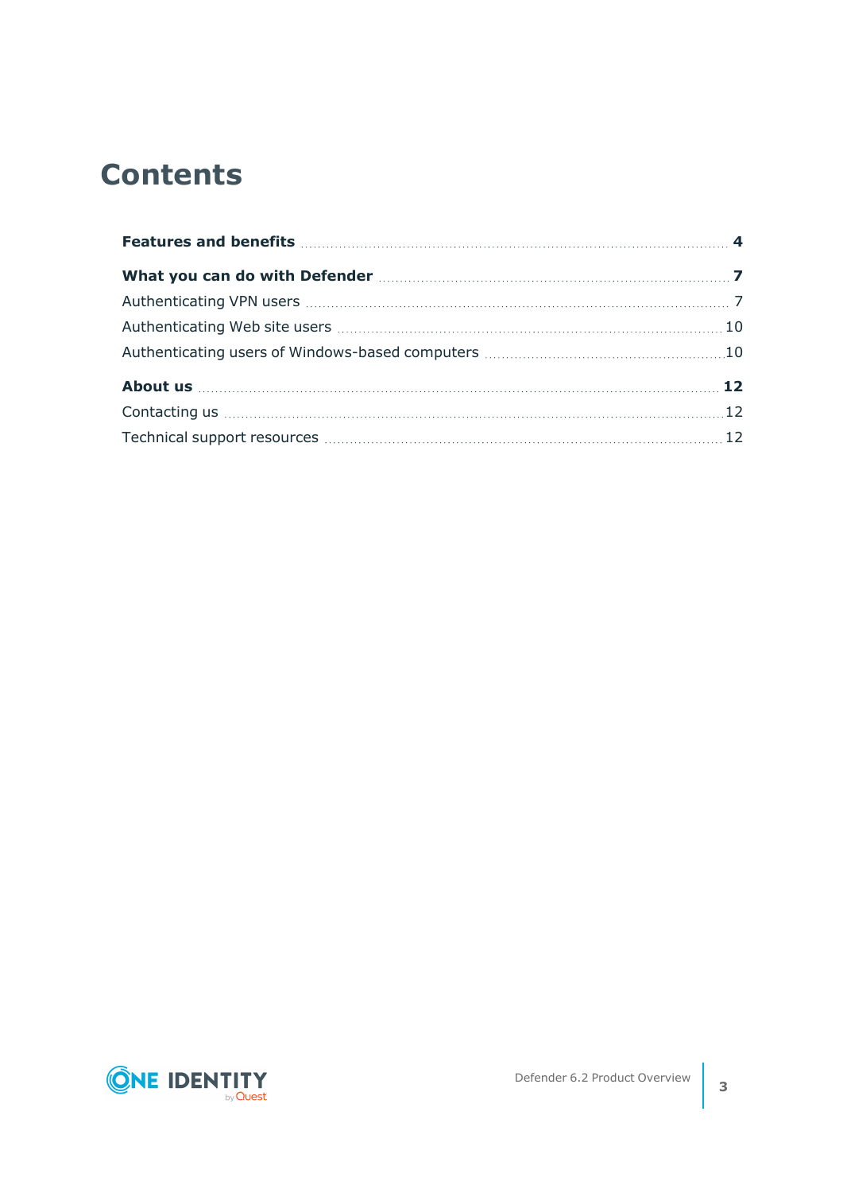# Contents

**Features and benefits** ..... **4**

**What you can do with Defender** ..... **7**

Authenticating VPN users ..... 7

Authenticating Web site users ..... 10

Authenticating users of Windows-based computers ..... 10

**About us** ..... **12**

Contacting us ..... 12

Technical support resources ..... 12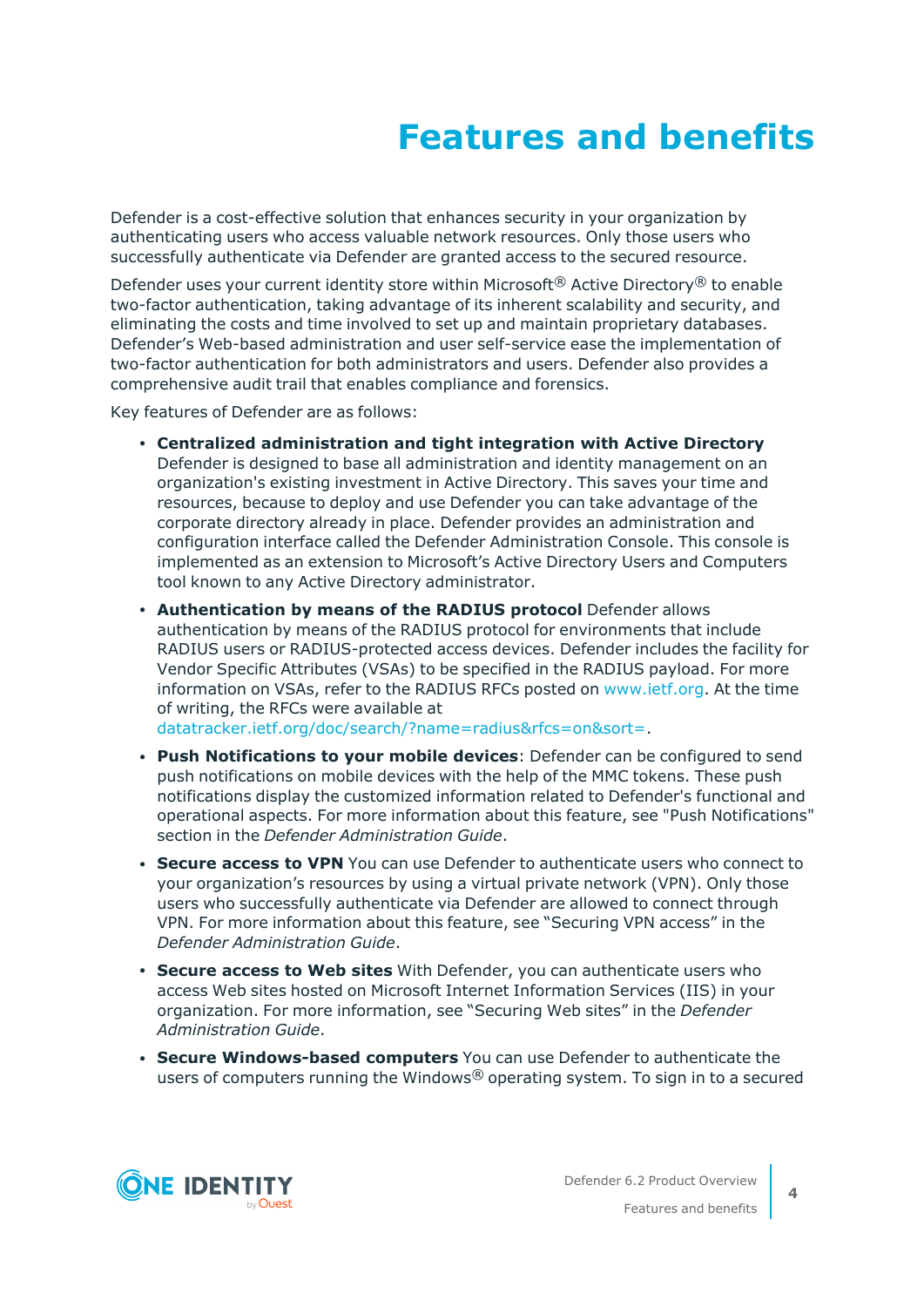# Features and benefits

Defender is a cost-effective solution that enhances security in your organization by authenticating users who access valuable network resources. Only those users who successfully authenticate via Defender are granted access to the secured resource.

Defender uses your current identity store within Microsoft® Active Directory® to enable two-factor authentication, taking advantage of its inherent scalability and security, and eliminating the costs and time involved to set up and maintain proprietary databases. Defender's Web-based administration and user self-service ease the implementation of two-factor authentication for both administrators and users. Defender also provides a comprehensive audit trail that enables compliance and forensics.

Key features of Defender are as follows:

- **Centralized administration and tight integration with Active Directory** Defender is designed to base all administration and identity management on an organization's existing investment in Active Directory. This saves your time and resources, because to deploy and use Defender you can take advantage of the corporate directory already in place. Defender provides an administration and configuration interface called the Defender Administration Console. This console is implemented as an extension to Microsoft's Active Directory Users and Computers tool known to any Active Directory administrator.
- **Authentication by means of the RADIUS protocol** Defender allows authentication by means of the RADIUS protocol for environments that include RADIUS users or RADIUS-protected access devices. Defender includes the facility for Vendor Specific Attributes (VSAs) to be specified in the RADIUS payload. For more information on VSAs, refer to the RADIUS RFCs posted on www.ietf.org. At the time of writing, the RFCs were available at datatracker.ietf.org/doc/search/?name=radius&rfcs=on&sort=.
- **Push Notifications to your mobile devices**: Defender can be configured to send push notifications on mobile devices with the help of the MMC tokens. These push notifications display the customized information related to Defender's functional and operational aspects. For more information about this feature, see "Push Notifications" section in the *Defender Administration Guide*.
- **Secure access to VPN** You can use Defender to authenticate users who connect to your organization's resources by using a virtual private network (VPN). Only those users who successfully authenticate via Defender are allowed to connect through VPN. For more information about this feature, see "Securing VPN access" in the *Defender Administration Guide*.
- **Secure access to Web sites** With Defender, you can authenticate users who access Web sites hosted on Microsoft Internet Information Services (IIS) in your organization. For more information, see "Securing Web sites" in the *Defender Administration Guide*.
- **Secure Windows-based computers** You can use Defender to authenticate the users of computers running the Windows® operating system. To sign in to a secured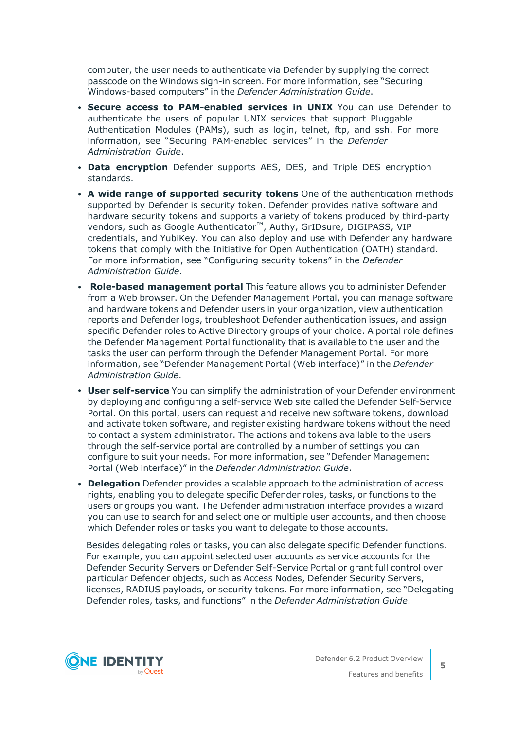computer, the user needs to authenticate via Defender by supplying the correct passcode on the Windows sign-in screen. For more information, see "Securing Windows-based computers" in the *Defender Administration Guide*.

- **Secure access to PAM-enabled services in UNIX** You can use Defender to authenticate the users of popular UNIX services that support Pluggable Authentication Modules (PAMs), such as login, telnet, ftp, and ssh. For more information, see "Securing PAM-enabled services" in the *Defender Administration Guide*.
- **Data encryption** Defender supports AES, DES, and Triple DES encryption standards.
- **A wide range of supported security tokens** One of the authentication methods supported by Defender is security token. Defender provides native software and hardware security tokens and supports a variety of tokens produced by third-party vendors, such as Google Authenticator™, Authy, GrIDsure, DIGIPASS, VIP credentials, and YubiKey. You can also deploy and use with Defender any hardware tokens that comply with the Initiative for Open Authentication (OATH) standard. For more information, see "Configuring security tokens" in the *Defender Administration Guide*.
- **Role-based management portal** This feature allows you to administer Defender from a Web browser. On the Defender Management Portal, you can manage software and hardware tokens and Defender users in your organization, view authentication reports and Defender logs, troubleshoot Defender authentication issues, and assign specific Defender roles to Active Directory groups of your choice. A portal role defines the Defender Management Portal functionality that is available to the user and the tasks the user can perform through the Defender Management Portal. For more information, see "Defender Management Portal (Web interface)" in the *Defender Administration Guide*.
- **User self-service** You can simplify the administration of your Defender environment by deploying and configuring a self-service Web site called the Defender Self-Service Portal. On this portal, users can request and receive new software tokens, download and activate token software, and register existing hardware tokens without the need to contact a system administrator. The actions and tokens available to the users through the self-service portal are controlled by a number of settings you can configure to suit your needs. For more information, see "Defender Management Portal (Web interface)" in the *Defender Administration Guide*.
- **Delegation** Defender provides a scalable approach to the administration of access rights, enabling you to delegate specific Defender roles, tasks, or functions to the users or groups you want. The Defender administration interface provides a wizard you can use to search for and select one or multiple user accounts, and then choose which Defender roles or tasks you want to delegate to those accounts.

  Besides delegating roles or tasks, you can also delegate specific Defender functions. For example, you can appoint selected user accounts as service accounts for the Defender Security Servers or Defender Self-Service Portal or grant full control over particular Defender objects, such as Access Nodes, Defender Security Servers, licenses, RADIUS payloads, or security tokens. For more information, see "Delegating Defender roles, tasks, and functions" in the *Defender Administration Guide*.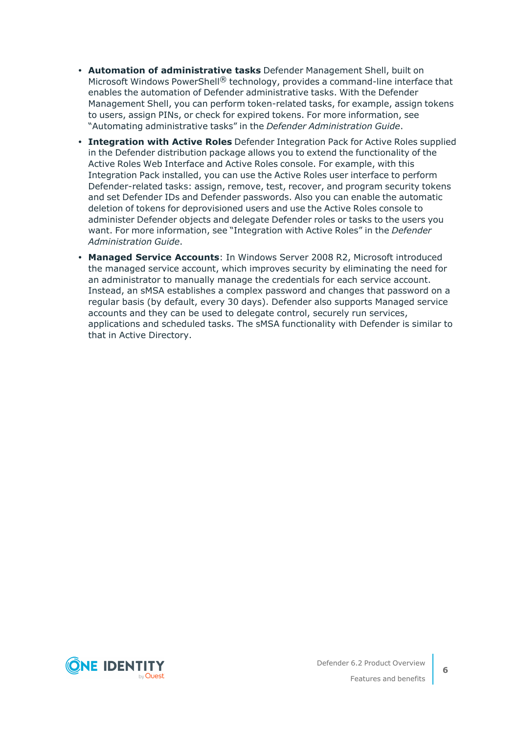- **Automation of administrative tasks** Defender Management Shell, built on Microsoft Windows PowerShell® technology, provides a command-line interface that enables the automation of Defender administrative tasks. With the Defender Management Shell, you can perform token-related tasks, for example, assign tokens to users, assign PINs, or check for expired tokens. For more information, see "Automating administrative tasks" in the *Defender Administration Guide*.
- **Integration with Active Roles** Defender Integration Pack for Active Roles supplied in the Defender distribution package allows you to extend the functionality of the Active Roles Web Interface and Active Roles console. For example, with this Integration Pack installed, you can use the Active Roles user interface to perform Defender-related tasks: assign, remove, test, recover, and program security tokens and set Defender IDs and Defender passwords. Also you can enable the automatic deletion of tokens for deprovisioned users and use the Active Roles console to administer Defender objects and delegate Defender roles or tasks to the users you want. For more information, see "Integration with Active Roles" in the *Defender Administration Guide*.
- **Managed Service Accounts**: In Windows Server 2008 R2, Microsoft introduced the managed service account, which improves security by eliminating the need for an administrator to manually manage the credentials for each service account. Instead, an sMSA establishes a complex password and changes that password on a regular basis (by default, every 30 days). Defender also supports Managed service accounts and they can be used to delegate control, securely run services, applications and scheduled tasks. The sMSA functionality with Defender is similar to that in Active Directory.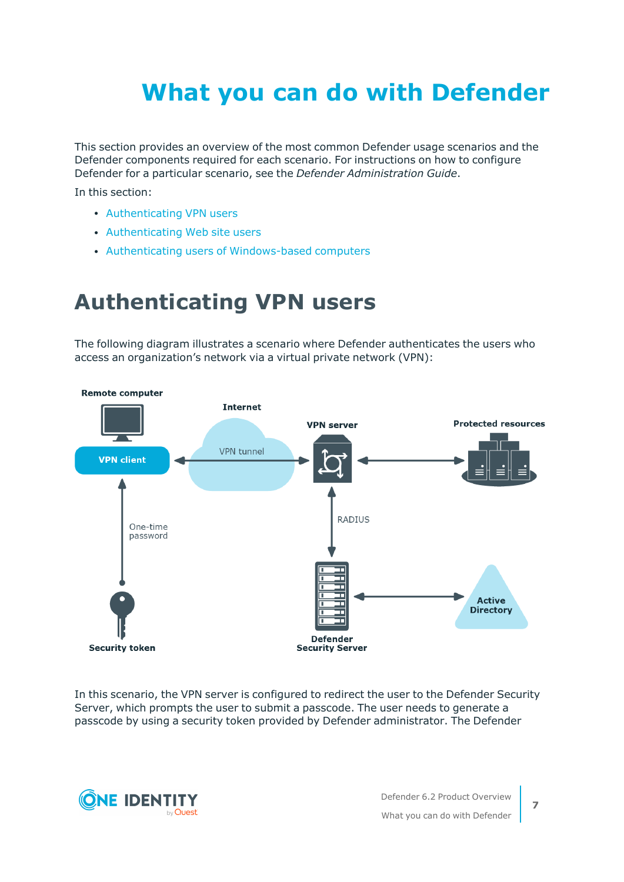# What you can do with Defender

This section provides an overview of the most common Defender usage scenarios and the Defender components required for each scenario. For instructions on how to configure Defender for a particular scenario, see the *Defender Administration Guide*.

In this section:

- Authenticating VPN users
- Authenticating Web site users
- Authenticating users of Windows-based computers

## Authenticating VPN users

The following diagram illustrates a scenario where Defender authenticates the users who access an organization's network via a virtual private network (VPN):

In this scenario, the VPN server is configured to redirect the user to the Defender Security Server, which prompts the user to submit a passcode. The user needs to generate a passcode by using a security token provided by Defender administrator. The Defender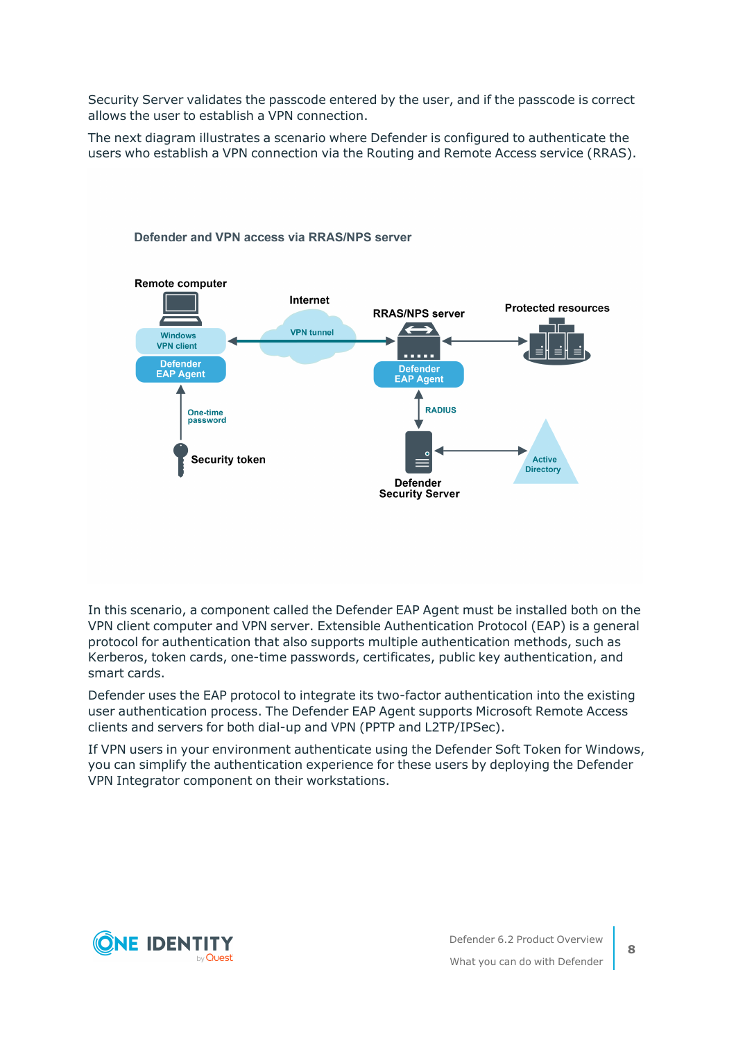Security Server validates the passcode entered by the user, and if the passcode is correct allows the user to establish a VPN connection.

The next diagram illustrates a scenario where Defender is configured to authenticate the users who establish a VPN connection via the Routing and Remote Access service (RRAS).

Defender and VPN access via RRAS/NPS server

In this scenario, a component called the Defender EAP Agent must be installed both on the VPN client computer and VPN server. Extensible Authentication Protocol (EAP) is a general protocol for authentication that also supports multiple authentication methods, such as Kerberos, token cards, one-time passwords, certificates, public key authentication, and smart cards.

Defender uses the EAP protocol to integrate its two-factor authentication into the existing user authentication process. The Defender EAP Agent supports Microsoft Remote Access clients and servers for both dial-up and VPN (PPTP and L2TP/IPSec).

If VPN users in your environment authenticate using the Defender Soft Token for Windows, you can simplify the authentication experience for these users by deploying the Defender VPN Integrator component on their workstations.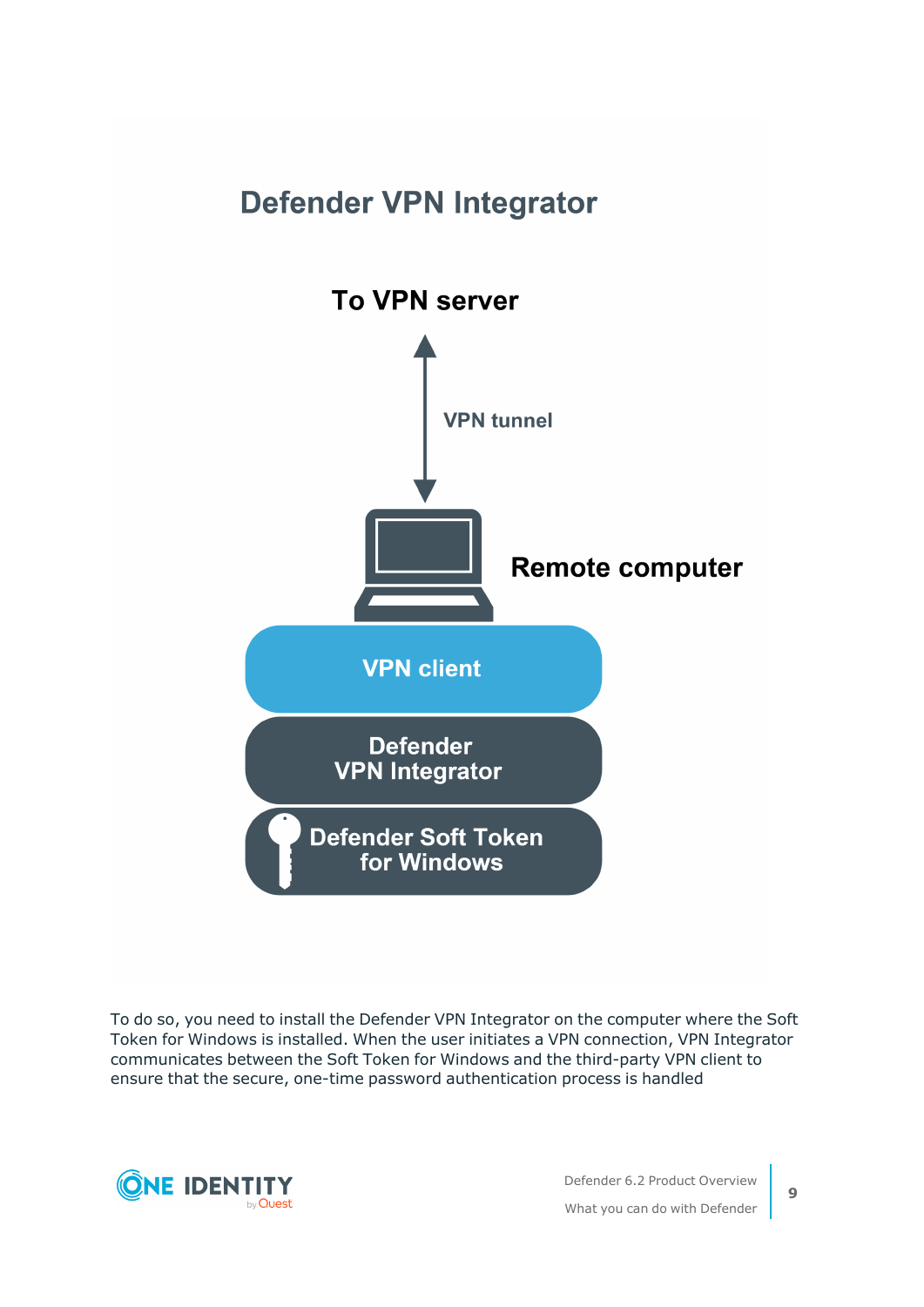Defender VPN Integrator

To VPN server

VPN tunnel

Remote computer

VPN client

Defender VPN Integrator

Defender Soft Token for Windows

To do so, you need to install the Defender VPN Integrator on the computer where the Soft Token for Windows is installed. When the user initiates a VPN connection, VPN Integrator communicates between the Soft Token for Windows and the third-party VPN client to ensure that the secure, one-time password authentication process is handled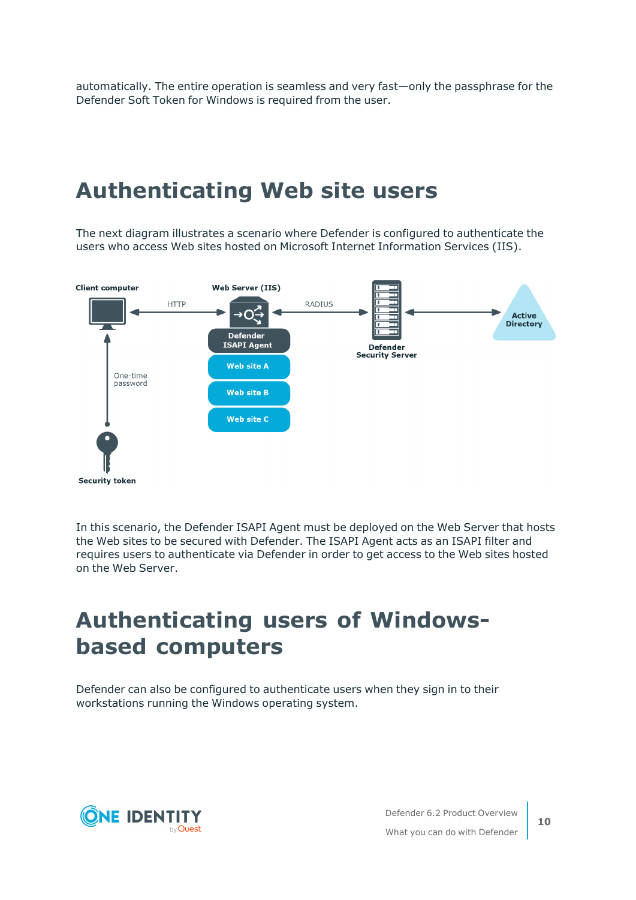automatically. The entire operation is seamless and very fast—only the passphrase for the Defender Soft Token for Windows is required from the user.

# Authenticating Web site users

The next diagram illustrates a scenario where Defender is configured to authenticate the users who access Web sites hosted on Microsoft Internet Information Services (IIS).

In this scenario, the Defender ISAPI Agent must be deployed on the Web Server that hosts the Web sites to be secured with Defender. The ISAPI Agent acts as an ISAPI filter and requires users to authenticate via Defender in order to get access to the Web sites hosted on the Web Server.

# Authenticating users of Windows-based computers

Defender can also be configured to authenticate users when they sign in to their workstations running the Windows operating system.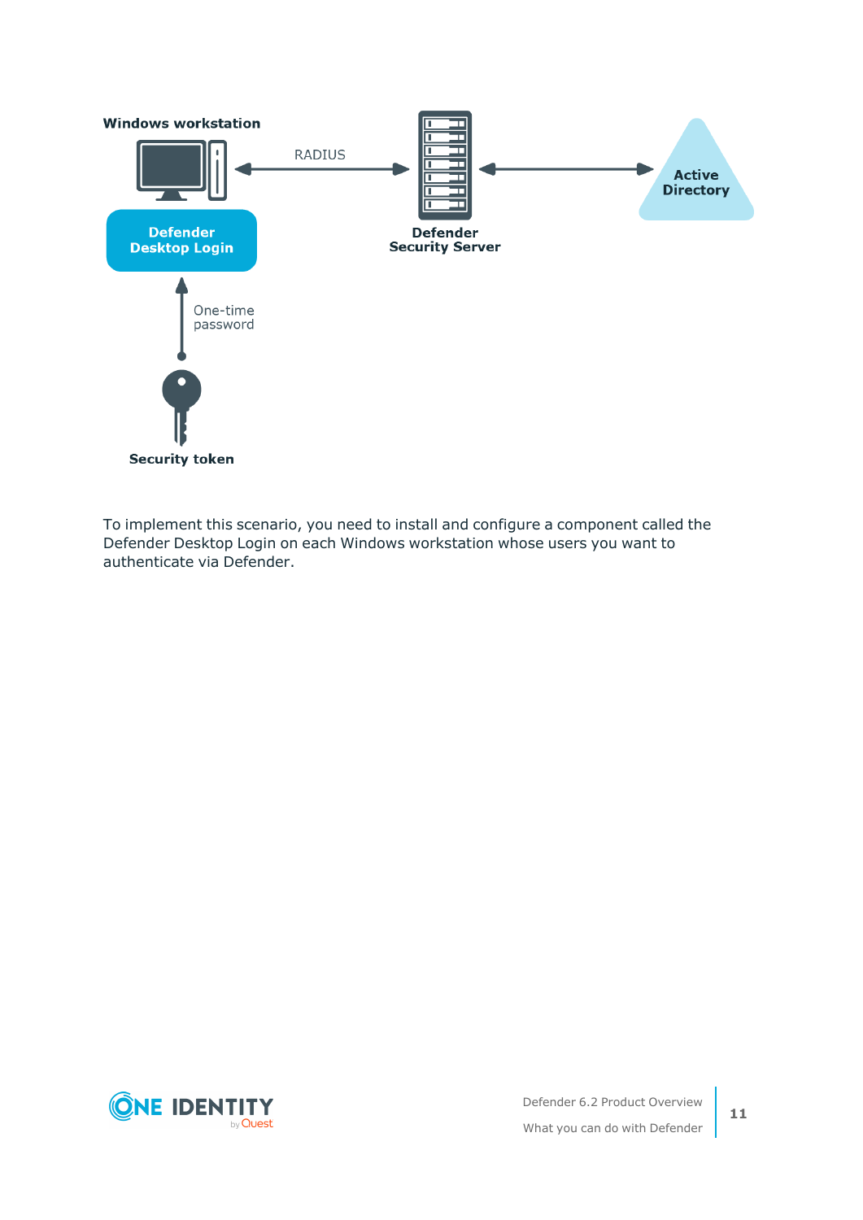Windows workstation

RADIUS

Defender Desktop Login

Defender Security Server

Active Directory

One-time password

Security token

To implement this scenario, you need to install and configure a component called the Defender Desktop Login on each Windows workstation whose users you want to authenticate via Defender.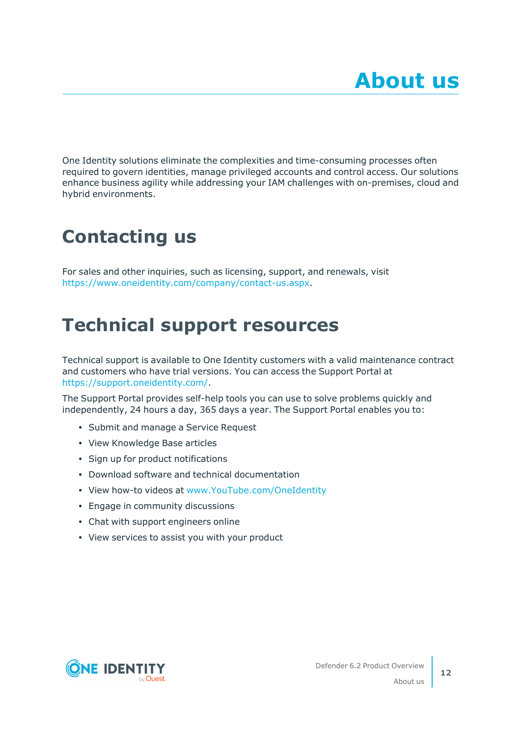# About us

One Identity solutions eliminate the complexities and time-consuming processes often required to govern identities, manage privileged accounts and control access. Our solutions enhance business agility while addressing your IAM challenges with on-premises, cloud and hybrid environments.

## Contacting us

For sales and other inquiries, such as licensing, support, and renewals, visit https://www.oneidentity.com/company/contact-us.aspx.

## Technical support resources

Technical support is available to One Identity customers with a valid maintenance contract and customers who have trial versions. You can access the Support Portal at https://support.oneidentity.com/.

The Support Portal provides self-help tools you can use to solve problems quickly and independently, 24 hours a day, 365 days a year. The Support Portal enables you to:

- Submit and manage a Service Request
- View Knowledge Base articles
- Sign up for product notifications
- Download software and technical documentation
- View how-to videos at www.YouTube.com/OneIdentity
- Engage in community discussions
- Chat with support engineers online
- View services to assist you with your product